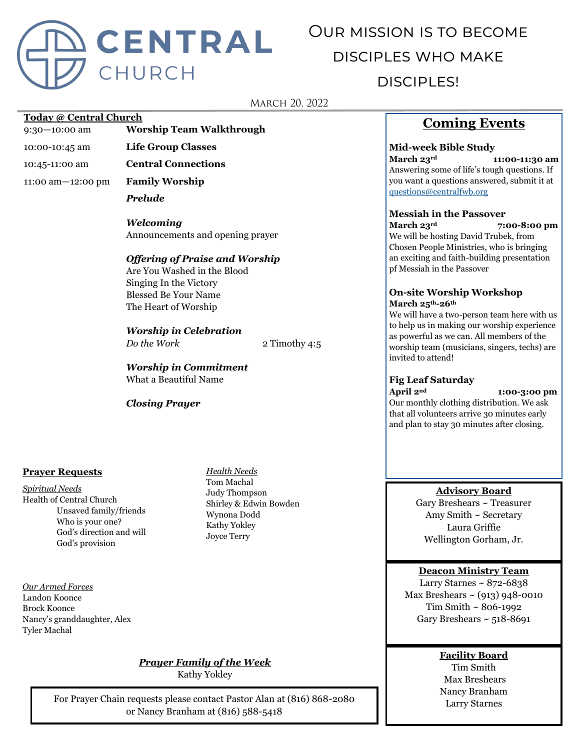# CENTRAL CHURCH

## Our mission is to become disciples who make disciples!

March 20, 2022

**Today @ Central Church**

| | |
|---|---|
| 9:30—10:00 am | **Worship Team Walkthrough** |
| 10:00-10:45 am | **Life Group Classes** |
| 10:45-11:00 am | **Central Connections** |
| 11:00 am—12:00 pm | **Family Worship** |

***Prelude***

***Welcoming***
Announcements and opening prayer

***Offering of Praise and Worship***
Are You Washed in the Blood
Singing In the Victory
Blessed Be Your Name
The Heart of Worship

***Worship in Celebration***
*Do the Work* — 2 Timothy 4:5

***Worship in Commitment***
What a Beautiful Name

***Closing Prayer***

**Prayer Requests**

*Spiritual Needs*
Health of Central Church
- Unsaved family/friends
- Who is your one?
- God's direction and will
- God's provision

*Health Needs*
Tom Machal
Judy Thompson
Shirley & Edwin Bowden
Wynona Dodd
Kathy Yokley
Joyce Terry

*Our Armed Forces*
Landon Koonce
Brock Koonce
Nancy's granddaughter, Alex
Tyler Machal

***Prayer Family of the Week***
Kathy Yokley

For Prayer Chain requests please contact Pastor Alan at (816) 868-2080 or Nancy Branham at (816) 588-5418

## Coming Events

**Mid-week Bible Study**
**March 23rd — 11:00-11:30 am**
Answering some of life's tough questions. If you want a questions answered, submit it at questions@centralfwb.org

**Messiah in the Passover**
**March 23rd — 7:00-8:00 pm**
We will be hosting David Trubek, from Chosen People Ministries, who is bringing an exciting and faith-building presentation pf Messiah in the Passover

**On-site Worship Workshop**
**March 25th-26th**
We will have a two-person team here with us to help us in making our worship experience as powerful as we can. All members of the worship team (musicians, singers, techs) are invited to attend!

**Fig Leaf Saturday**
**April 2nd — 1:00-3:00 pm**
Our monthly clothing distribution. We ask that all volunteers arrive 30 minutes early and plan to stay 30 minutes after closing.

**Advisory Board**
Gary Breshears ~ Treasurer
Amy Smith ~ Secretary
Laura Griffie
Wellington Gorham, Jr.

**Deacon Ministry Team**
Larry Starnes ~ 872-6838
Max Breshears ~ (913) 948-0010
Tim Smith ~ 806-1992
Gary Breshears ~ 518-8691

**Facility Board**
Tim Smith
Max Breshears
Nancy Branham
Larry Starnes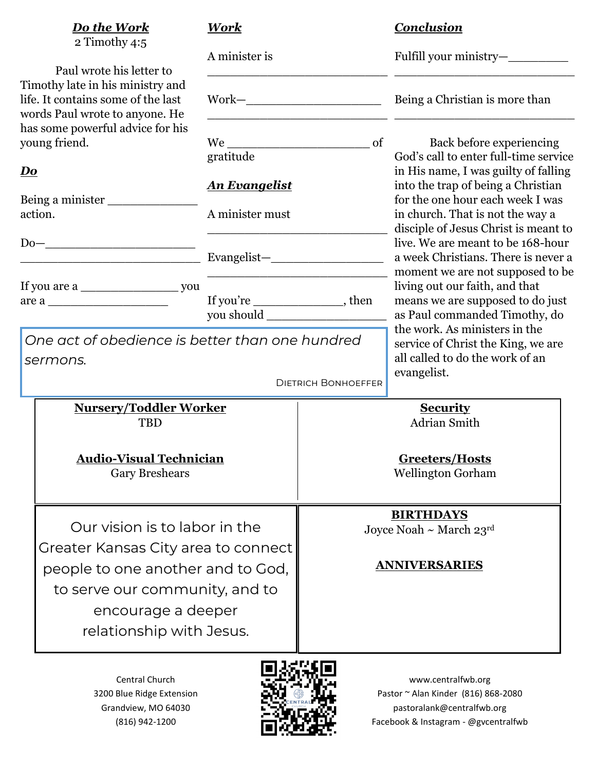### ***Do the Work***

2 Timothy 4:5

Paul wrote his letter to Timothy late in his ministry and life. It contains some of the last words Paul wrote to anyone. He has some powerful advice for his young friend.

### ***Do***

Being a minister _____________ action.

Do—______________________ ___________________________

If you are a ______________ you are a _________________

### ***Work***

A minister is ___________________________

Work—___________________ ___________________________

We _____________________ of gratitude

### ***An Evangelist***

A minister must ___________________________

Evangelist—_________________ ___________________________

If you're _____________, then you should _________________

> *One act of obedience is better than one hundred sermons.*
>
> Dietrich Bonhoeffer

### ***Conclusion***

Fulfill your ministry—________ ___________________________

Being a Christian is more than ___________________________

Back before experiencing God's call to enter full-time service in His name, I was guilty of falling into the trap of being a Christian for the one hour each week I was in church. That is not the way a disciple of Jesus Christ is meant to live. We are meant to be 168-hour a week Christians. There is never a moment we are not supposed to be living out our faith, and that means we are supposed to do just as Paul commanded Timothy, do the work. As ministers in the service of Christ the King, we are all called to do the work of an evangelist.

**Nursery/Toddler Worker**
TBD

**Audio-Visual Technician**
Gary Breshears

**Security**
Adrian Smith

**Greeters/Hosts**
Wellington Gorham

Our vision is to labor in the Greater Kansas City area to connect people to one another and to God, to serve our community, and to encourage a deeper relationship with Jesus.

**BIRTHDAYS**

Joyce Noah ~ March 23rd

**ANNIVERSARIES**

Central Church
3200 Blue Ridge Extension
Grandview, MO 64030
(816) 942-1200

www.centralfwb.org
Pastor ~ Alan Kinder (816) 868-2080
pastoralank@centralfwb.org
Facebook & Instagram - @gvcentralfwb